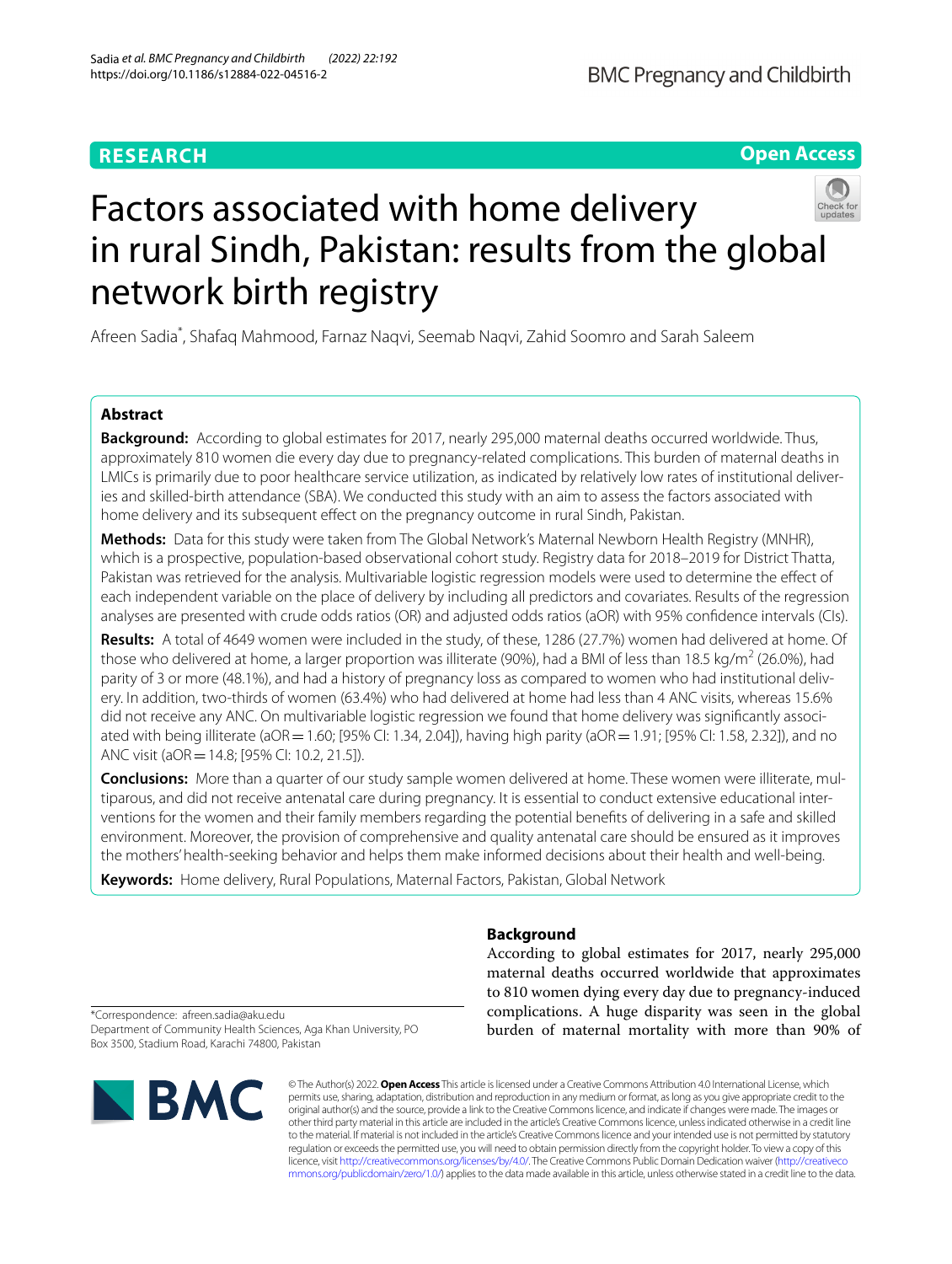**RESEARCH** **Open Access**

# Factors associated with home delivery in rural Sindh, Pakistan: results from the global network birth registry

Afreen Sadia*, Shafaq Mahmood, Farnaz Naqvi, Seemab Naqvi, Zahid Soomro and Sarah Saleem

## Abstract

**Background:** According to global estimates for 2017, nearly 295,000 maternal deaths occurred worldwide. Thus, approximately 810 women die every day due to pregnancy-related complications. This burden of maternal deaths in LMICs is primarily due to poor healthcare service utilization, as indicated by relatively low rates of institutional deliveries and skilled-birth attendance (SBA). We conducted this study with an aim to assess the factors associated with home delivery and its subsequent effect on the pregnancy outcome in rural Sindh, Pakistan.

**Methods:** Data for this study were taken from The Global Network's Maternal Newborn Health Registry (MNHR), which is a prospective, population-based observational cohort study. Registry data for 2018–2019 for District Thatta, Pakistan was retrieved for the analysis. Multivariable logistic regression models were used to determine the effect of each independent variable on the place of delivery by including all predictors and covariates. Results of the regression analyses are presented with crude odds ratios (OR) and adjusted odds ratios (aOR) with 95% confidence intervals (CIs).

**Results:** A total of 4649 women were included in the study, of these, 1286 (27.7%) women had delivered at home. Of those who delivered at home, a larger proportion was illiterate (90%), had a BMI of less than 18.5 kg/m$^2$ (26.0%), had parity of 3 or more (48.1%), and had a history of pregnancy loss as compared to women who had institutional delivery. In addition, two-thirds of women (63.4%) who had delivered at home had less than 4 ANC visits, whereas 15.6% did not receive any ANC. On multivariable logistic regression we found that home delivery was significantly associated with being illiterate (aOR = 1.60; [95% CI: 1.34, 2.04]), having high parity (aOR = 1.91; [95% CI: 1.58, 2.32]), and no ANC visit (aOR = 14.8; [95% CI: 10.2, 21.5]).

**Conclusions:** More than a quarter of our study sample women delivered at home. These women were illiterate, multiparous, and did not receive antenatal care during pregnancy. It is essential to conduct extensive educational interventions for the women and their family members regarding the potential benefits of delivering in a safe and skilled environment. Moreover, the provision of comprehensive and quality antenatal care should be ensured as it improves the mothers' health-seeking behavior and helps them make informed decisions about their health and well-being.

**Keywords:** Home delivery, Rural Populations, Maternal Factors, Pakistan, Global Network

## Background

According to global estimates for 2017, nearly 295,000 maternal deaths occurred worldwide that approximates to 810 women dying every day due to pregnancy-induced complications. A huge disparity was seen in the global burden of maternal mortality with more than 90% of

*Correspondence: afreen.sadia@aku.edu
Department of Community Health Sciences, Aga Khan University, PO Box 3500, Stadium Road, Karachi 74800, Pakistan

© The Author(s) 2022. **Open Access** This article is licensed under a Creative Commons Attribution 4.0 International License, which permits use, sharing, adaptation, distribution and reproduction in any medium or format, as long as you give appropriate credit to the original author(s) and the source, provide a link to the Creative Commons licence, and indicate if changes were made. The images or other third party material in this article are included in the article's Creative Commons licence, unless indicated otherwise in a credit line to the material. If material is not included in the article's Creative Commons licence and your intended use is not permitted by statutory regulation or exceeds the permitted use, you will need to obtain permission directly from the copyright holder. To view a copy of this licence, visit http://creativecommons.org/licenses/by/4.0/. The Creative Commons Public Domain Dedication waiver (http://creativecommons.org/publicdomain/zero/1.0/) applies to the data made available in this article, unless otherwise stated in a credit line to the data.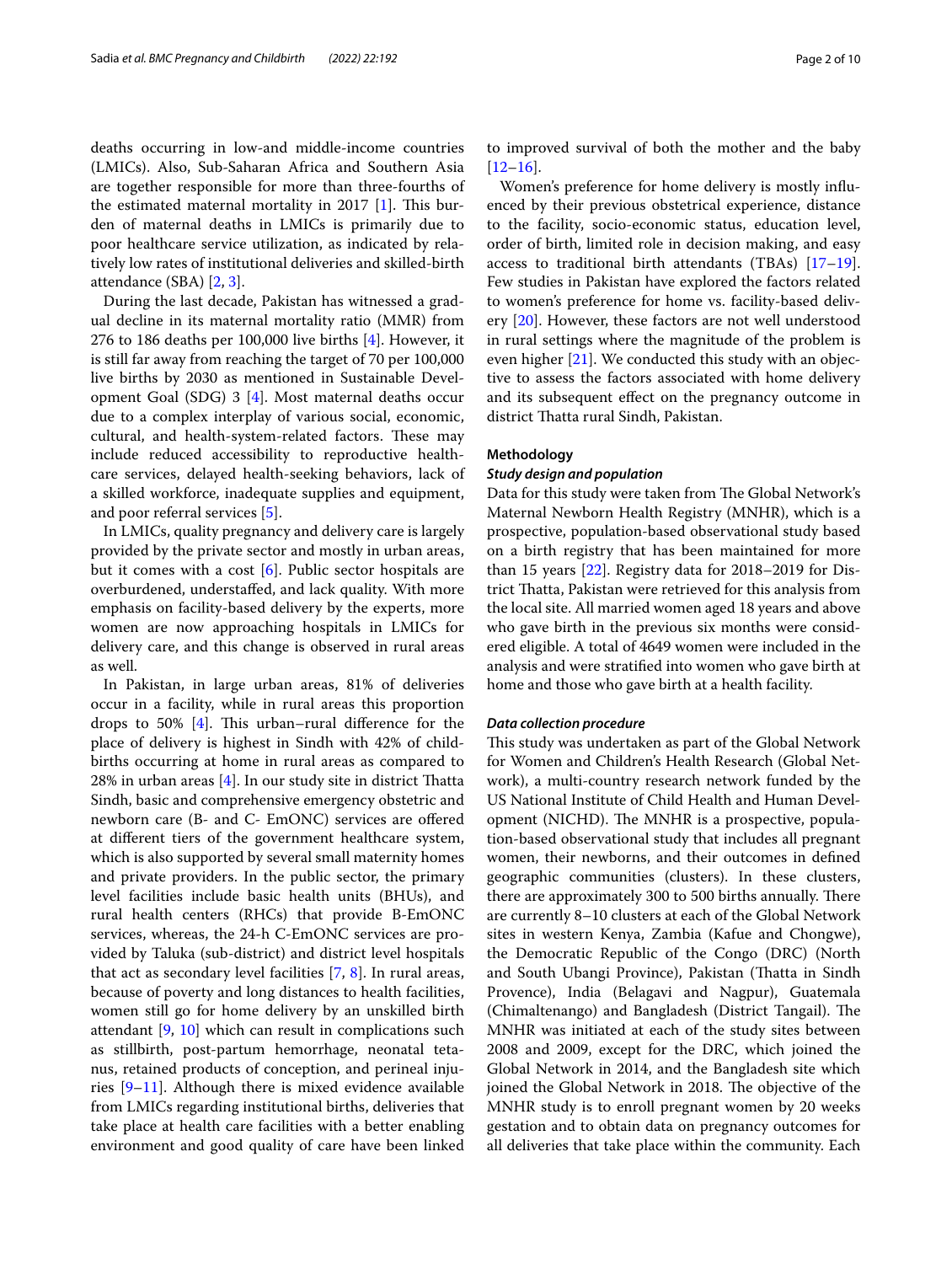deaths occurring in low-and middle-income countries (LMICs). Also, Sub-Saharan Africa and Southern Asia are together responsible for more than three-fourths of the estimated maternal mortality in 2017 [1]. This burden of maternal deaths in LMICs is primarily due to poor healthcare service utilization, as indicated by relatively low rates of institutional deliveries and skilled-birth attendance (SBA) [2, 3].

During the last decade, Pakistan has witnessed a gradual decline in its maternal mortality ratio (MMR) from 276 to 186 deaths per 100,000 live births [4]. However, it is still far away from reaching the target of 70 per 100,000 live births by 2030 as mentioned in Sustainable Development Goal (SDG) 3 [4]. Most maternal deaths occur due to a complex interplay of various social, economic, cultural, and health-system-related factors. These may include reduced accessibility to reproductive healthcare services, delayed health-seeking behaviors, lack of a skilled workforce, inadequate supplies and equipment, and poor referral services [5].

In LMICs, quality pregnancy and delivery care is largely provided by the private sector and mostly in urban areas, but it comes with a cost [6]. Public sector hospitals are overburdened, understaffed, and lack quality. With more emphasis on facility-based delivery by the experts, more women are now approaching hospitals in LMICs for delivery care, and this change is observed in rural areas as well.

In Pakistan, in large urban areas, 81% of deliveries occur in a facility, while in rural areas this proportion drops to 50% [4]. This urban–rural difference for the place of delivery is highest in Sindh with 42% of childbirths occurring at home in rural areas as compared to 28% in urban areas [4]. In our study site in district Thatta Sindh, basic and comprehensive emergency obstetric and newborn care (B- and C- EmONC) services are offered at different tiers of the government healthcare system, which is also supported by several small maternity homes and private providers. In the public sector, the primary level facilities include basic health units (BHUs), and rural health centers (RHCs) that provide B-EmONC services, whereas, the 24-h C-EmONC services are provided by Taluka (sub-district) and district level hospitals that act as secondary level facilities [7, 8]. In rural areas, because of poverty and long distances to health facilities, women still go for home delivery by an unskilled birth attendant [9, 10] which can result in complications such as stillbirth, post-partum hemorrhage, neonatal tetanus, retained products of conception, and perineal injuries [9–11]. Although there is mixed evidence available from LMICs regarding institutional births, deliveries that take place at health care facilities with a better enabling environment and good quality of care have been linked to improved survival of both the mother and the baby [12–16].

Women's preference for home delivery is mostly influenced by their previous obstetrical experience, distance to the facility, socio-economic status, education level, order of birth, limited role in decision making, and easy access to traditional birth attendants (TBAs) [17–19]. Few studies in Pakistan have explored the factors related to women's preference for home vs. facility-based delivery [20]. However, these factors are not well understood in rural settings where the magnitude of the problem is even higher [21]. We conducted this study with an objective to assess the factors associated with home delivery and its subsequent effect on the pregnancy outcome in district Thatta rural Sindh, Pakistan.

## Methodology

### *Study design and population*

Data for this study were taken from The Global Network's Maternal Newborn Health Registry (MNHR), which is a prospective, population-based observational study based on a birth registry that has been maintained for more than 15 years [22]. Registry data for 2018–2019 for District Thatta, Pakistan were retrieved for this analysis from the local site. All married women aged 18 years and above who gave birth in the previous six months were considered eligible. A total of 4649 women were included in the analysis and were stratified into women who gave birth at home and those who gave birth at a health facility.

### *Data collection procedure*

This study was undertaken as part of the Global Network for Women and Children's Health Research (Global Network), a multi-country research network funded by the US National Institute of Child Health and Human Development (NICHD). The MNHR is a prospective, population-based observational study that includes all pregnant women, their newborns, and their outcomes in defined geographic communities (clusters). In these clusters, there are approximately 300 to 500 births annually. There are currently 8–10 clusters at each of the Global Network sites in western Kenya, Zambia (Kafue and Chongwe), the Democratic Republic of the Congo (DRC) (North and South Ubangi Province), Pakistan (Thatta in Sindh Provence), India (Belagavi and Nagpur), Guatemala (Chimaltenango) and Bangladesh (District Tangail). The MNHR was initiated at each of the study sites between 2008 and 2009, except for the DRC, which joined the Global Network in 2014, and the Bangladesh site which joined the Global Network in 2018. The objective of the MNHR study is to enroll pregnant women by 20 weeks gestation and to obtain data on pregnancy outcomes for all deliveries that take place within the community. Each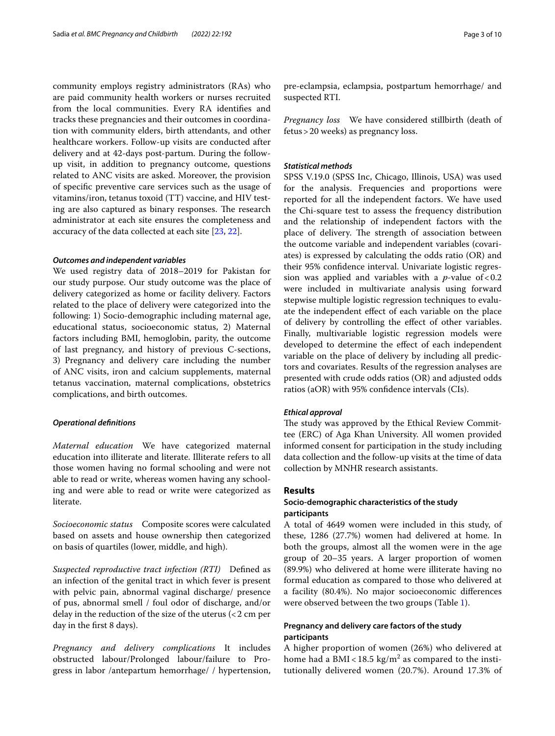community employs registry administrators (RAs) who are paid community health workers or nurses recruited from the local communities. Every RA identifies and tracks these pregnancies and their outcomes in coordination with community elders, birth attendants, and other healthcare workers. Follow-up visits are conducted after delivery and at 42-days post-partum. During the follow-up visit, in addition to pregnancy outcome, questions related to ANC visits are asked. Moreover, the provision of specific preventive care services such as the usage of vitamins/iron, tetanus toxoid (TT) vaccine, and HIV testing are also captured as binary responses. The research administrator at each site ensures the completeness and accuracy of the data collected at each site [23, 22].

### *Outcomes and independent variables*

We used registry data of 2018–2019 for Pakistan for our study purpose. Our study outcome was the place of delivery categorized as home or facility delivery. Factors related to the place of delivery were categorized into the following: 1) Socio-demographic including maternal age, educational status, socioeconomic status, 2) Maternal factors including BMI, hemoglobin, parity, the outcome of last pregnancy, and history of previous C-sections, 3) Pregnancy and delivery care including the number of ANC visits, iron and calcium supplements, maternal tetanus vaccination, maternal complications, obstetrics complications, and birth outcomes.

### *Operational definitions*

*Maternal education* We have categorized maternal education into illiterate and literate. Illiterate refers to all those women having no formal schooling and were not able to read or write, whereas women having any schooling and were able to read or write were categorized as literate.

*Socioeconomic status* Composite scores were calculated based on assets and house ownership then categorized on basis of quartiles (lower, middle, and high).

*Suspected reproductive tract infection (RTI)* Defined as an infection of the genital tract in which fever is present with pelvic pain, abnormal vaginal discharge/ presence of pus, abnormal smell / foul odor of discharge, and/or delay in the reduction of the size of the uterus (<2 cm per day in the first 8 days).

*Pregnancy and delivery complications* It includes obstructed labour/Prolonged labour/failure to Progress in labor /antepartum hemorrhage/ / hypertension, pre-eclampsia, eclampsia, postpartum hemorrhage/ and suspected RTI.

*Pregnancy loss* We have considered stillbirth (death of fetus > 20 weeks) as pregnancy loss.

### *Statistical methods*

SPSS V.19.0 (SPSS Inc, Chicago, Illinois, USA) was used for the analysis. Frequencies and proportions were reported for all the independent factors. We have used the Chi-square test to assess the frequency distribution and the relationship of independent factors with the place of delivery. The strength of association between the outcome variable and independent variables (covariates) is expressed by calculating the odds ratio (OR) and their 95% confidence interval. Univariate logistic regression was applied and variables with a $p$-value of $<0.2$ were included in multivariate analysis using forward stepwise multiple logistic regression techniques to evaluate the independent effect of each variable on the place of delivery by controlling the effect of other variables. Finally, multivariable logistic regression models were developed to determine the effect of each independent variable on the place of delivery by including all predictors and covariates. Results of the regression analyses are presented with crude odds ratios (OR) and adjusted odds ratios (aOR) with 95% confidence intervals (CIs).

### *Ethical approval*

The study was approved by the Ethical Review Committee (ERC) of Aga Khan University. All women provided informed consent for participation in the study including data collection and the follow-up visits at the time of data collection by MNHR research assistants.

## Results

### Socio-demographic characteristics of the study participants

A total of 4649 women were included in this study, of these, 1286 (27.7%) women had delivered at home. In both the groups, almost all the women were in the age group of 20–35 years. A larger proportion of women (89.9%) who delivered at home were illiterate having no formal education as compared to those who delivered at a facility (80.4%). No major socioeconomic differences were observed between the two groups (Table 1).

### Pregnancy and delivery care factors of the study participants

A higher proportion of women (26%) who delivered at home had a BMI $<18.5$ kg/m$^2$ as compared to the institutionally delivered women (20.7%). Around 17.3% of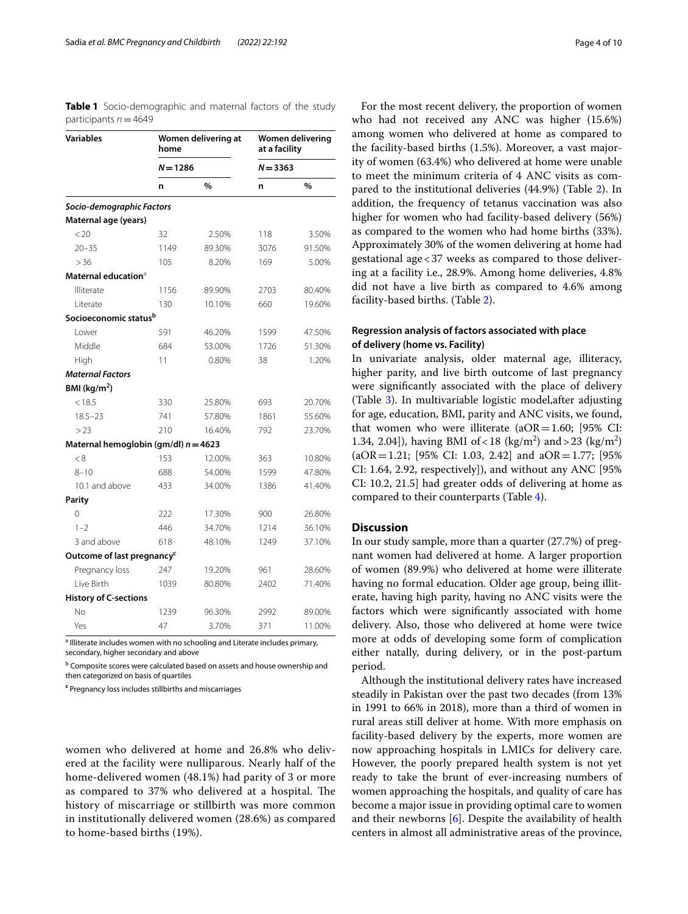**Table 1** Socio-demographic and maternal factors of the study participants $n = 4649$

| Variables | Women delivering at home | | Women delivering at a facility | |
|---|---|---|---|---|
| | $N = 1286$ | | $N = 3363$ | |
| | n | % | n | % |
| ***Socio-demographic Factors*** | | | | |
| **Maternal age (years)** | | | | |
| < 20 | 32 | 2.50% | 118 | 3.50% |
| 20–35 | 1149 | 89.30% | 3076 | 91.50% |
| > 36 | 105 | 8.20% | 169 | 5.00% |
| **Maternal education**[a] | | | | |
| Illiterate | 1156 | 89.90% | 2703 | 80.40% |
| Literate | 130 | 10.10% | 660 | 19.60% |
| **Socioeconomic status**[b] | | | | |
| Lower | 591 | 46.20% | 1599 | 47.50% |
| Middle | 684 | 53.00% | 1726 | 51.30% |
| High | 11 | 0.80% | 38 | 1.20% |
| ***Maternal Factors*** | | | | |
| **BMI (kg/m$^2$)** | | | | |
| < 18.5 | 330 | 25.80% | 693 | 20.70% |
| 18.5–23 | 741 | 57.80% | 1861 | 55.60% |
| > 23 | 210 | 16.40% | 792 | 23.70% |
| **Maternal hemoglobin (gm/dl) $n = 4623$** | | | | |
| < 8 | 153 | 12.00% | 363 | 10.80% |
| 8–10 | 688 | 54.00% | 1599 | 47.80% |
| 10.1 and above | 433 | 34.00% | 1386 | 41.40% |
| **Parity** | | | | |
| 0 | 222 | 17.30% | 900 | 26.80% |
| 1–2 | 446 | 34.70% | 1214 | 36.10% |
| 3 and above | 618 | 48.10% | 1249 | 37.10% |
| **Outcome of last pregnancy**[c] | | | | |
| Pregnancy loss | 247 | 19.20% | 961 | 28.60% |
| Live Birth | 1039 | 80.80% | 2402 | 71.40% |
| **History of C-sections** | | | | |
| No | 1239 | 96.30% | 2992 | 89.00% |
| Yes | 47 | 3.70% | 371 | 11.00% |

[a] Illiterate includes women with no schooling and Literate includes primary, secondary, higher secondary and above

[b] Composite scores were calculated based on assets and house ownership and then categorized on basis of quartiles

[c] Pregnancy loss includes stillbirths and miscarriages

women who delivered at home and 26.8% who delivered at the facility were nulliparous. Nearly half of the home-delivered women (48.1%) had parity of 3 or more as compared to 37% who delivered at a hospital. The history of miscarriage or stillbirth was more common in institutionally delivered women (28.6%) as compared to home-based births (19%).

For the most recent delivery, the proportion of women who had not received any ANC was higher (15.6%) among women who delivered at home as compared to the facility-based births (1.5%). Moreover, a vast majority of women (63.4%) who delivered at home were unable to meet the minimum criteria of 4 ANC visits as compared to the institutional deliveries (44.9%) (Table 2). In addition, the frequency of tetanus vaccination was also higher for women who had facility-based delivery (56%) as compared to the women who had home births (33%). Approximately 30% of the women delivering at home had gestational age < 37 weeks as compared to those delivering at a facility i.e., 28.9%. Among home deliveries, 4.8% did not have a live birth as compared to 4.6% among facility-based births. (Table 2).

### Regression analysis of factors associated with place of delivery (home vs. Facility)

In univariate analysis, older maternal age, illiteracy, higher parity, and live birth outcome of last pregnancy were significantly associated with the place of delivery (Table 3). In multivariable logistic model,after adjusting for age, education, BMI, parity and ANC visits, we found, that women who were illiterate (aOR = 1.60; [95% CI: 1.34, 2.04]), having BMI of < 18 (kg/m$^2$) and > 23 (kg/m$^2$) (aOR = 1.21; [95% CI: 1.03, 2.42] and aOR = 1.77; [95% CI: 1.64, 2.92, respectively]), and without any ANC [95% CI: 10.2, 21.5] had greater odds of delivering at home as compared to their counterparts (Table 4).

## Discussion

In our study sample, more than a quarter (27.7%) of pregnant women had delivered at home. A larger proportion of women (89.9%) who delivered at home were illiterate having no formal education. Older age group, being illiterate, having high parity, having no ANC visits were the factors which were significantly associated with home delivery. Also, those who delivered at home were twice more at odds of developing some form of complication either natally, during delivery, or in the post-partum period.

Although the institutional delivery rates have increased steadily in Pakistan over the past two decades (from 13% in 1991 to 66% in 2018), more than a third of women in rural areas still deliver at home. With more emphasis on facility-based delivery by the experts, more women are now approaching hospitals in LMICs for delivery care. However, the poorly prepared health system is not yet ready to take the brunt of ever-increasing numbers of women approaching the hospitals, and quality of care has become a major issue in providing optimal care to women and their newborns [6]. Despite the availability of health centers in almost all administrative areas of the province,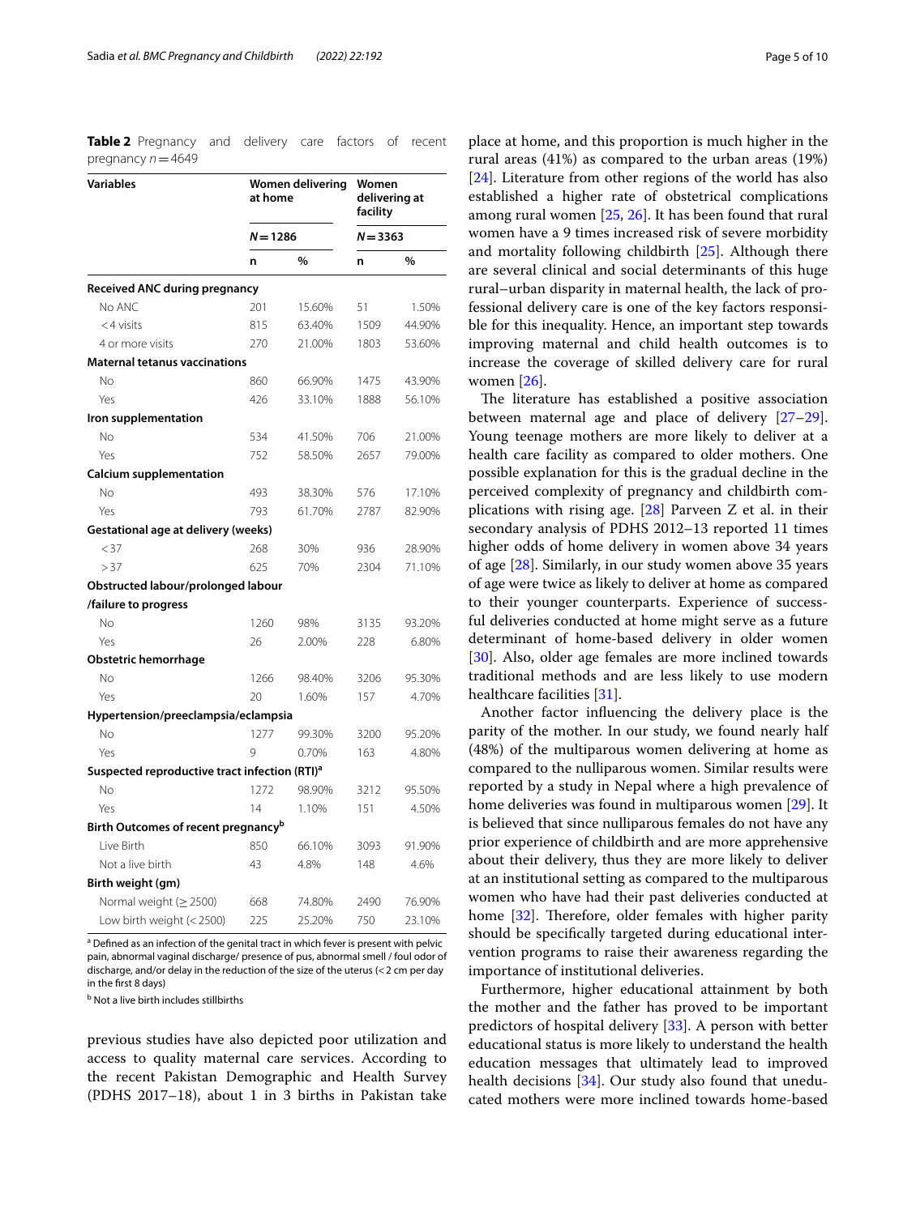**Table 2** Pregnancy and delivery care factors of recent pregnancy $n = 4649$

| Variables | Women delivering at home | | Women delivering at facility | |
|---|---|---|---|---|
| | N = 1286 | | N = 3363 | |
| | n | % | n | % |
| **Received ANC during pregnancy** | | | | |
| No ANC | 201 | 15.60% | 51 | 1.50% |
| <4 visits | 815 | 63.40% | 1509 | 44.90% |
| 4 or more visits | 270 | 21.00% | 1803 | 53.60% |
| **Maternal tetanus vaccinations** | | | | |
| No | 860 | 66.90% | 1475 | 43.90% |
| Yes | 426 | 33.10% | 1888 | 56.10% |
| **Iron supplementation** | | | | |
| No | 534 | 41.50% | 706 | 21.00% |
| Yes | 752 | 58.50% | 2657 | 79.00% |
| **Calcium supplementation** | | | | |
| No | 493 | 38.30% | 576 | 17.10% |
| Yes | 793 | 61.70% | 2787 | 82.90% |
| **Gestational age at delivery (weeks)** | | | | |
| <37 | 268 | 30% | 936 | 28.90% |
| >37 | 625 | 70% | 2304 | 71.10% |
| **Obstructed labour/prolonged labour /failure to progress** | | | | |
| No | 1260 | 98% | 3135 | 93.20% |
| Yes | 26 | 2.00% | 228 | 6.80% |
| **Obstetric hemorrhage** | | | | |
| No | 1266 | 98.40% | 3206 | 95.30% |
| Yes | 20 | 1.60% | 157 | 4.70% |
| **Hypertension/preeclampsia/eclampsia** | | | | |
| No | 1277 | 99.30% | 3200 | 95.20% |
| Yes | 9 | 0.70% | 163 | 4.80% |
| **Suspected reproductive tract infection (RTI)[a]** | | | | |
| No | 1272 | 98.90% | 3212 | 95.50% |
| Yes | 14 | 1.10% | 151 | 4.50% |
| **Birth Outcomes of recent pregnancy[b]** | | | | |
| Live Birth | 850 | 66.10% | 3093 | 91.90% |
| Not a live birth | 43 | 4.8% | 148 | 4.6% |
| **Birth weight (gm)** | | | | |
| Normal weight (≥ 2500) | 668 | 74.80% | 2490 | 76.90% |
| Low birth weight (< 2500) | 225 | 25.20% | 750 | 23.10% |

[a] Defined as an infection of the genital tract in which fever is present with pelvic pain, abnormal vaginal discharge/ presence of pus, abnormal smell / foul odor of discharge, and/or delay in the reduction of the size of the uterus (< 2 cm per day in the first 8 days)

[b] Not a live birth includes stillbirths

previous studies have also depicted poor utilization and access to quality maternal care services. According to the recent Pakistan Demographic and Health Survey (PDHS 2017–18), about 1 in 3 births in Pakistan take place at home, and this proportion is much higher in the rural areas (41%) as compared to the urban areas (19%) [24]. Literature from other regions of the world has also established a higher rate of obstetrical complications among rural women [25, 26]. It has been found that rural women have a 9 times increased risk of severe morbidity and mortality following childbirth [25]. Although there are several clinical and social determinants of this huge rural–urban disparity in maternal health, the lack of professional delivery care is one of the key factors responsible for this inequality. Hence, an important step towards improving maternal and child health outcomes is to increase the coverage of skilled delivery care for rural women [26].

The literature has established a positive association between maternal age and place of delivery [27–29]. Young teenage mothers are more likely to deliver at a health care facility as compared to older mothers. One possible explanation for this is the gradual decline in the perceived complexity of pregnancy and childbirth complications with rising age. [28] Parveen Z et al. in their secondary analysis of PDHS 2012–13 reported 11 times higher odds of home delivery in women above 34 years of age [28]. Similarly, in our study women above 35 years of age were twice as likely to deliver at home as compared to their younger counterparts. Experience of successful deliveries conducted at home might serve as a future determinant of home-based delivery in older women [30]. Also, older age females are more inclined towards traditional methods and are less likely to use modern healthcare facilities [31].

Another factor influencing the delivery place is the parity of the mother. In our study, we found nearly half (48%) of the multiparous women delivering at home as compared to the nulliparous women. Similar results were reported by a study in Nepal where a high prevalence of home deliveries was found in multiparous women [29]. It is believed that since nulliparous females do not have any prior experience of childbirth and are more apprehensive about their delivery, thus they are more likely to deliver at an institutional setting as compared to the multiparous women who have had their past deliveries conducted at home [32]. Therefore, older females with higher parity should be specifically targeted during educational intervention programs to raise their awareness regarding the importance of institutional deliveries.

Furthermore, higher educational attainment by both the mother and the father has proved to be important predictors of hospital delivery [33]. A person with better educational status is more likely to understand the health education messages that ultimately lead to improved health decisions [34]. Our study also found that uneducated mothers were more inclined towards home-based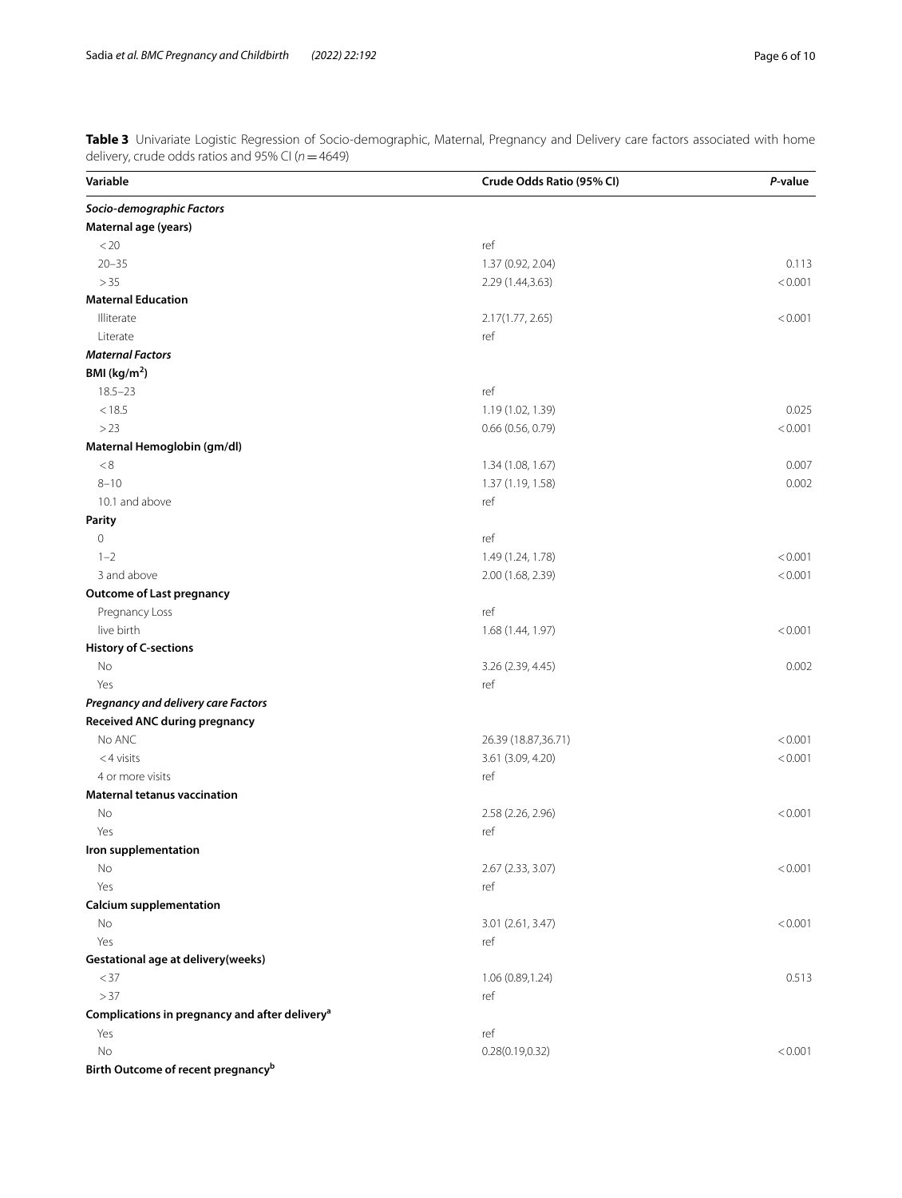**Table 3** Univariate Logistic Regression of Socio-demographic, Maternal, Pregnancy and Delivery care factors associated with home delivery, crude odds ratios and 95% CI ($n = 4649$)

| Variable | Crude Odds Ratio (95% CI) | *P*-value |
|---|---|---|
| ***Socio-demographic Factors*** | | |
| **Maternal age (years)** | | |
| < 20 | ref | |
| 20–35 | 1.37 (0.92, 2.04) | 0.113 |
| > 35 | 2.29 (1.44,3.63) | < 0.001 |
| **Maternal Education** | | |
| Illiterate | 2.17(1.77, 2.65) | < 0.001 |
| Literate | ref | |
| ***Maternal Factors*** | | |
| **BMI (kg/m$^2$)** | | |
| 18.5–23 | ref | |
| < 18.5 | 1.19 (1.02, 1.39) | 0.025 |
| > 23 | 0.66 (0.56, 0.79) | < 0.001 |
| **Maternal Hemoglobin (gm/dl)** | | |
| < 8 | 1.34 (1.08, 1.67) | 0.007 |
| 8–10 | 1.37 (1.19, 1.58) | 0.002 |
| 10.1 and above | ref | |
| **Parity** | | |
| 0 | ref | |
| 1–2 | 1.49 (1.24, 1.78) | < 0.001 |
| 3 and above | 2.00 (1.68, 2.39) | < 0.001 |
| **Outcome of Last pregnancy** | | |
| Pregnancy Loss | ref | |
| live birth | 1.68 (1.44, 1.97) | < 0.001 |
| **History of C-sections** | | |
| No | 3.26 (2.39, 4.45) | 0.002 |
| Yes | ref | |
| ***Pregnancy and delivery care Factors*** | | |
| **Received ANC during pregnancy** | | |
| No ANC | 26.39 (18.87,36.71) | < 0.001 |
| < 4 visits | 3.61 (3.09, 4.20) | < 0.001 |
| 4 or more visits | ref | |
| **Maternal tetanus vaccination** | | |
| No | 2.58 (2.26, 2.96) | < 0.001 |
| Yes | ref | |
| **Iron supplementation** | | |
| No | 2.67 (2.33, 3.07) | < 0.001 |
| Yes | ref | |
| **Calcium supplementation** | | |
| No | 3.01 (2.61, 3.47) | < 0.001 |
| Yes | ref | |
| **Gestational age at delivery(weeks)** | | |
| < 37 | 1.06 (0.89,1.24) | 0.513 |
| > 37 | ref | |
| **Complications in pregnancy and after delivery[a]** | | |
| Yes | ref | |
| No | 0.28(0.19,0.32) | < 0.001 |
| **Birth Outcome of recent pregnancy[b]** | | |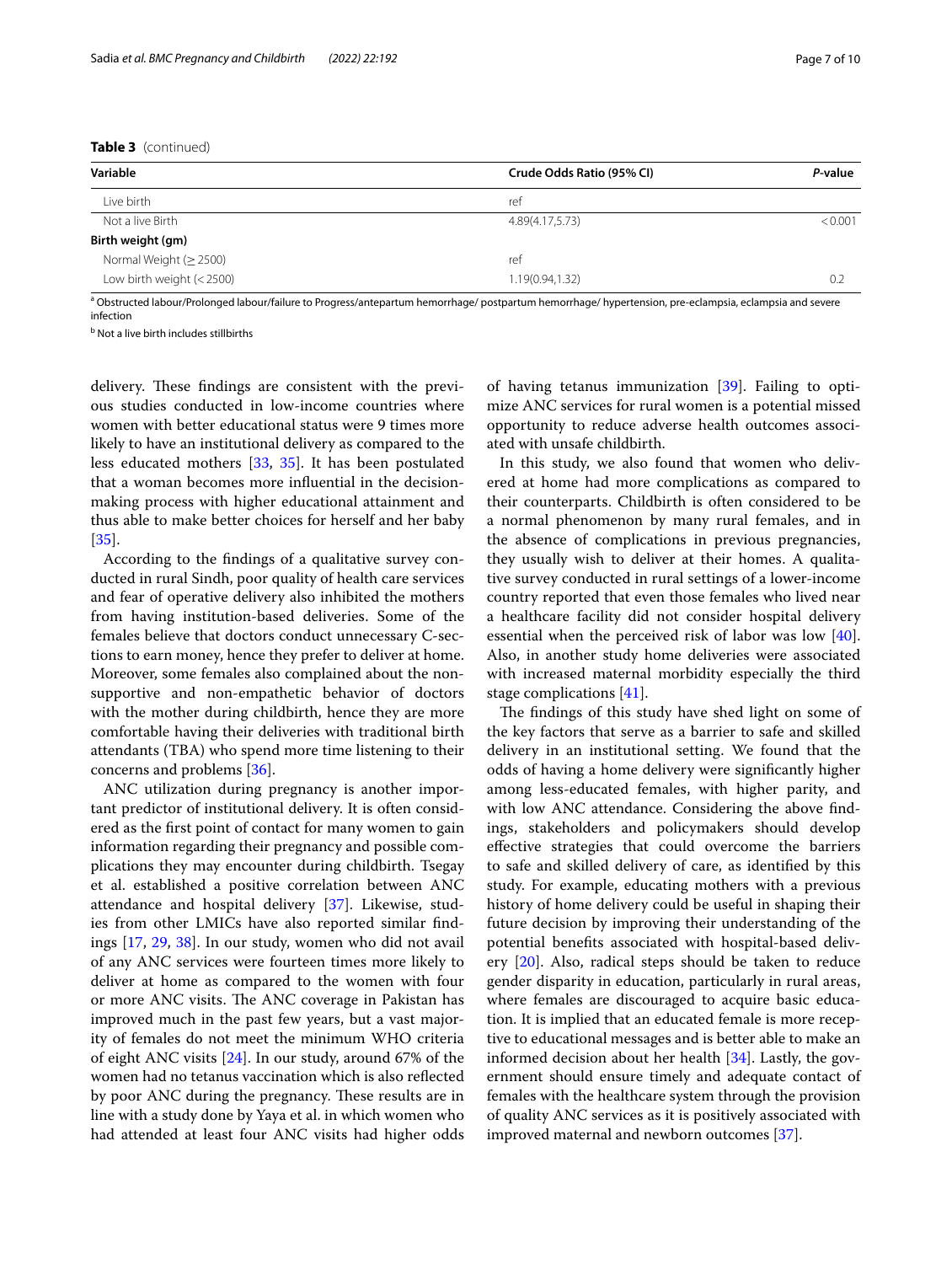**Table 3** (continued)

| Variable | Crude Odds Ratio (95% CI) | *P*-value |
|---|---|---|
| Live birth | ref | |
| Not a live Birth | 4.89(4.17,5.73) | < 0.001 |
| **Birth weight (gm)** | | |
| Normal Weight (≥ 2500) | ref | |
| Low birth weight (< 2500) | 1.19(0.94,1.32) | 0.2 |

[a] Obstructed labour/Prolonged labour/failure to Progress/antepartum hemorrhage/ postpartum hemorrhage/ hypertension, pre-eclampsia, eclampsia and severe infection

[b] Not a live birth includes stillbirths

delivery. These findings are consistent with the previous studies conducted in low-income countries where women with better educational status were 9 times more likely to have an institutional delivery as compared to the less educated mothers [33, 35]. It has been postulated that a woman becomes more influential in the decision-making process with higher educational attainment and thus able to make better choices for herself and her baby [35].

According to the findings of a qualitative survey conducted in rural Sindh, poor quality of health care services and fear of operative delivery also inhibited the mothers from having institution-based deliveries. Some of the females believe that doctors conduct unnecessary C-sections to earn money, hence they prefer to deliver at home. Moreover, some females also complained about the non-supportive and non-empathetic behavior of doctors with the mother during childbirth, hence they are more comfortable having their deliveries with traditional birth attendants (TBA) who spend more time listening to their concerns and problems [36].

ANC utilization during pregnancy is another important predictor of institutional delivery. It is often considered as the first point of contact for many women to gain information regarding their pregnancy and possible complications they may encounter during childbirth. Tsegay et al. established a positive correlation between ANC attendance and hospital delivery [37]. Likewise, studies from other LMICs have also reported similar findings [17, 29, 38]. In our study, women who did not avail of any ANC services were fourteen times more likely to deliver at home as compared to the women with four or more ANC visits. The ANC coverage in Pakistan has improved much in the past few years, but a vast majority of females do not meet the minimum WHO criteria of eight ANC visits [24]. In our study, around 67% of the women had no tetanus vaccination which is also reflected by poor ANC during the pregnancy. These results are in line with a study done by Yaya et al. in which women who had attended at least four ANC visits had higher odds of having tetanus immunization [39]. Failing to optimize ANC services for rural women is a potential missed opportunity to reduce adverse health outcomes associated with unsafe childbirth.

In this study, we also found that women who delivered at home had more complications as compared to their counterparts. Childbirth is often considered to be a normal phenomenon by many rural females, and in the absence of complications in previous pregnancies, they usually wish to deliver at their homes. A qualitative survey conducted in rural settings of a lower-income country reported that even those females who lived near a healthcare facility did not consider hospital delivery essential when the perceived risk of labor was low [40]. Also, in another study home deliveries were associated with increased maternal morbidity especially the third stage complications [41].

The findings of this study have shed light on some of the key factors that serve as a barrier to safe and skilled delivery in an institutional setting. We found that the odds of having a home delivery were significantly higher among less-educated females, with higher parity, and with low ANC attendance. Considering the above findings, stakeholders and policymakers should develop effective strategies that could overcome the barriers to safe and skilled delivery of care, as identified by this study. For example, educating mothers with a previous history of home delivery could be useful in shaping their future decision by improving their understanding of the potential benefits associated with hospital-based delivery [20]. Also, radical steps should be taken to reduce gender disparity in education, particularly in rural areas, where females are discouraged to acquire basic education. It is implied that an educated female is more receptive to educational messages and is better able to make an informed decision about her health [34]. Lastly, the government should ensure timely and adequate contact of females with the healthcare system through the provision of quality ANC services as it is positively associated with improved maternal and newborn outcomes [37].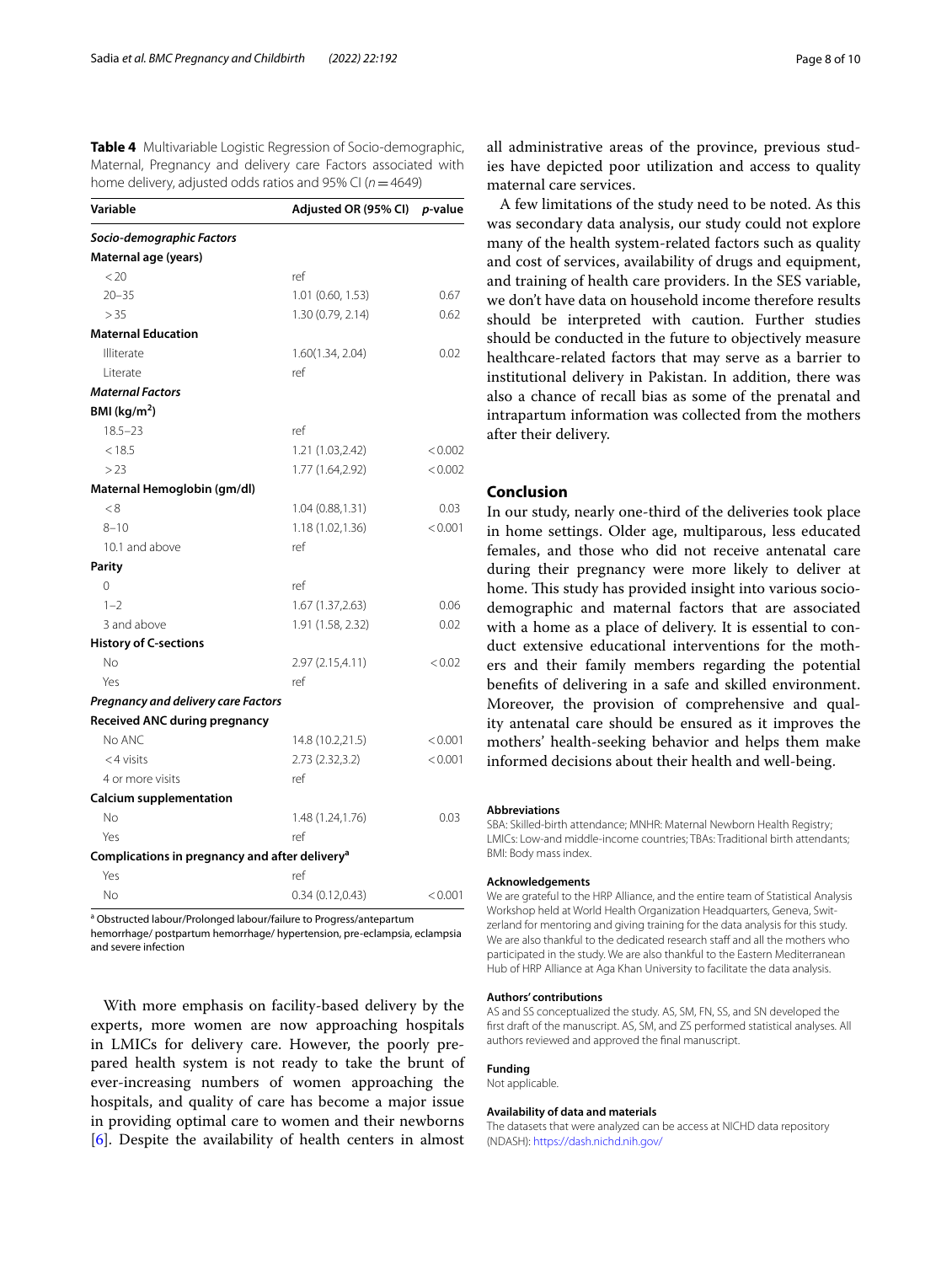**Table 4** Multivariable Logistic Regression of Socio-demographic, Maternal, Pregnancy and delivery care Factors associated with home delivery, adjusted odds ratios and 95% CI ($n = 4649$)

| Variable | Adjusted OR (95% CI) | *p*-value |
|---|---|---|
| ***Socio-demographic Factors*** | | |
| **Maternal age (years)** | | |
| < 20 | ref | |
| 20–35 | 1.01 (0.60, 1.53) | 0.67 |
| > 35 | 1.30 (0.79, 2.14) | 0.62 |
| **Maternal Education** | | |
| Illiterate | 1.60(1.34, 2.04) | 0.02 |
| Literate | ref | |
| ***Maternal Factors*** | | |
| **BMI (kg/m$^2$)** | | |
| 18.5–23 | ref | |
| < 18.5 | 1.21 (1.03,2.42) | < 0.002 |
| > 23 | 1.77 (1.64,2.92) | < 0.002 |
| **Maternal Hemoglobin (gm/dl)** | | |
| < 8 | 1.04 (0.88,1.31) | 0.03 |
| 8–10 | 1.18 (1.02,1.36) | < 0.001 |
| 10.1 and above | ref | |
| **Parity** | | |
| 0 | ref | |
| 1–2 | 1.67 (1.37,2.63) | 0.06 |
| 3 and above | 1.91 (1.58, 2.32) | 0.02 |
| **History of C-sections** | | |
| No | 2.97 (2.15,4.11) | < 0.02 |
| Yes | ref | |
| ***Pregnancy and delivery care Factors*** | | |
| **Received ANC during pregnancy** | | |
| No ANC | 14.8 (10.2,21.5) | < 0.001 |
| < 4 visits | 2.73 (2.32,3.2) | < 0.001 |
| 4 or more visits | ref | |
| **Calcium supplementation** | | |
| No | 1.48 (1.24,1.76) | 0.03 |
| Yes | ref | |
| **Complications in pregnancy and after delivery[a]** | | |
| Yes | ref | |
| No | 0.34 (0.12,0.43) | < 0.001 |

[a] Obstructed labour/Prolonged labour/failure to Progress/antepartum hemorrhage/ postpartum hemorrhage/ hypertension, pre-eclampsia, eclampsia and severe infection

With more emphasis on facility-based delivery by the experts, more women are now approaching hospitals in LMICs for delivery care. However, the poorly prepared health system is not ready to take the brunt of ever-increasing numbers of women approaching the hospitals, and quality of care has become a major issue in providing optimal care to women and their newborns [6]. Despite the availability of health centers in almost all administrative areas of the province, previous studies have depicted poor utilization and access to quality maternal care services.

A few limitations of the study need to be noted. As this was secondary data analysis, our study could not explore many of the health system-related factors such as quality and cost of services, availability of drugs and equipment, and training of health care providers. In the SES variable, we don't have data on household income therefore results should be interpreted with caution. Further studies should be conducted in the future to objectively measure healthcare-related factors that may serve as a barrier to institutional delivery in Pakistan. In addition, there was also a chance of recall bias as some of the prenatal and intrapartum information was collected from the mothers after their delivery.

## Conclusion

In our study, nearly one-third of the deliveries took place in home settings. Older age, multiparous, less educated females, and those who did not receive antenatal care during their pregnancy were more likely to deliver at home. This study has provided insight into various socio-demographic and maternal factors that are associated with a home as a place of delivery. It is essential to conduct extensive educational interventions for the mothers and their family members regarding the potential benefits of delivering in a safe and skilled environment. Moreover, the provision of comprehensive and quality antenatal care should be ensured as it improves the mothers' health-seeking behavior and helps them make informed decisions about their health and well-being.

#### Abbreviations

SBA: Skilled-birth attendance; MNHR: Maternal Newborn Health Registry; LMICs: Low-and middle-income countries; TBAs: Traditional birth attendants; BMI: Body mass index.

#### Acknowledgements

We are grateful to the HRP Alliance, and the entire team of Statistical Analysis Workshop held at World Health Organization Headquarters, Geneva, Switzerland for mentoring and giving training for the data analysis for this study. We are also thankful to the dedicated research staff and all the mothers who participated in the study. We are also thankful to the Eastern Mediterranean Hub of HRP Alliance at Aga Khan University to facilitate the data analysis.

#### Authors' contributions

AS and SS conceptualized the study. AS, SM, FN, SS, and SN developed the first draft of the manuscript. AS, SM, and ZS performed statistical analyses. All authors reviewed and approved the final manuscript.

#### Funding

Not applicable.

#### Availability of data and materials

The datasets that were analyzed can be access at NICHD data repository (NDASH): https://dash.nichd.nih.gov/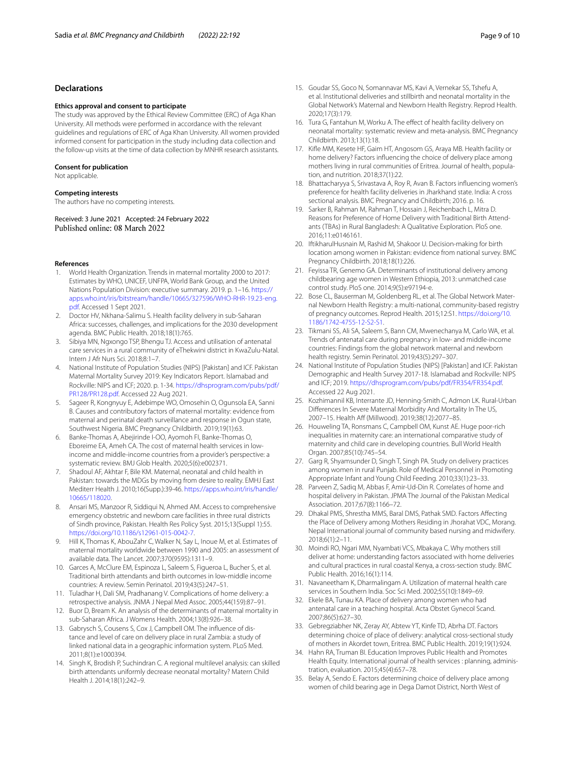## Declarations

### Ethics approval and consent to participate

The study was approved by the Ethical Review Committee (ERC) of Aga Khan University. All methods were performed in accordance with the relevant guidelines and regulations of ERC of Aga Khan University. All women provided informed consent for participation in the study including data collection and the follow-up visits at the time of data collection by MNHR research assistants.

### Consent for publication

Not applicable.

### Competing interests

The authors have no competing interests.

Received: 3 June 2021 Accepted: 24 February 2022
Published online: 08 March 2022

### References

1. World Health Organization. Trends in maternal mortality 2000 to 2017: Estimates by WHO, UNICEF, UNFPA, World Bank Group, and the United Nations Population Division: executive summary. 2019. p. 1–16. https://apps.who.int/iris/bitstream/handle/10665/327596/WHO-RHR-19.23-eng.pdf. Accessed 1 Sept 2021.
2. Doctor HV, Nkhana-Salimu S. Health facility delivery in sub-Saharan Africa: successes, challenges, and implications for the 2030 development agenda. BMC Public Health. 2018;18(1):765.
3. Sibiya MN, Ngxongo TSP, Bhengu TJ. Access and utilisation of antenatal care services in a rural community of eThekwini district in KwaZulu-Natal. Intern J Afr Nurs Sci. 2018;8:1–7.
4. National Institute of Population Studies (NIPS) [Pakistan] and ICF. Pakistan Maternal Mortality Survey 2019: Key Indicators Report. Islamabad and Rockville: NIPS and ICF; 2020. p. 1-34. https://dhsprogram.com/pubs/pdf/PR128/PR128.pdf. Accessed 22 Aug 2021.
5. Sageer R, Kongnyuy E, Adebimpe WO, Omosehin O, Ogunsola EA, Sanni B. Causes and contributory factors of maternal mortality: evidence from maternal and perinatal death surveillance and response in Ogun state, Southwest Nigeria. BMC Pregnancy Childbirth. 2019;19(1):63.
6. Banke-Thomas A, Abejirinde I-OO, Ayomoh FI, Banke-Thomas O, Eboreime EA, Ameh CA. The cost of maternal health services in low-income and middle-income countries from a provider's perspective: a systematic review. BMJ Glob Health. 2020;5(6):e002371.
7. Shadoul AF, Akhtar F, Bile KM. Maternal, neonatal and child health in Pakistan: towards the MDGs by moving from desire to reality. EMHJ East Mediterr Health J. 2010;16(Supp.):39-46. https://apps.who.int/iris/handle/10665/118020.
8. Ansari MS, Manzoor R, Siddiqui N, Ahmed AM. Access to comprehensive emergency obstetric and newborn care facilities in three rural districts of Sindh province, Pakistan. Health Res Policy Syst. 2015;13(Suppl 1):55. https://doi.org/10.1186/s12961-015-0042-7.
9. Hill K, Thomas K, AbouZahr C, Walker N, Say L, Inoue M, et al. Estimates of maternal mortality worldwide between 1990 and 2005: an assessment of available data. The Lancet. 2007;370(9595):1311–9.
10. Garces A, McClure EM, Espinoza L, Saleem S, Figueroa L, Bucher S, et al. Traditional birth attendants and birth outcomes in low-middle income countries: A review. Semin Perinatol. 2019;43(5):247–51.
11. Tuladhar H, Dali SM, Pradhanang V. Complications of home delivery: a retrospective analysis. JNMA J Nepal Med Assoc. 2005;44(159):87–91.
12. Buor D, Bream K. An analysis of the determinants of maternal mortality in sub-Saharan Africa. J Womens Health. 2004;13(8):926–38.
13. Gabrysch S, Cousens S, Cox J, Campbell OM. The influence of distance and level of care on delivery place in rural Zambia: a study of linked national data in a geographic information system. PLoS Med. 2011;8(1):e1000394.
14. Singh K, Brodish P, Suchindran C. A regional multilevel analysis: can skilled birth attendants uniformly decrease neonatal mortality? Matern Child Health J. 2014;18(1):242–9.
15. Goudar SS, Goco N, Somannavar MS, Kavi A, Vernekar SS, Tshefu A, et al. Institutional deliveries and stillbirth and neonatal mortality in the Global Network's Maternal and Newborn Health Registry. Reprod Health. 2020;17(3):179.
16. Tura G, Fantahun M, Worku A. The effect of health facility delivery on neonatal mortality: systematic review and meta-analysis. BMC Pregnancy Childbirth. 2013;13(1):18.
17. Kifle MM, Kesete HF, Gaim HT, Angosom GS, Araya MB. Health facility or home delivery? Factors influencing the choice of delivery place among mothers living in rural communities of Eritrea. Journal of health, population, and nutrition. 2018;37(1):22.
18. Bhattacharyya S, Srivastava A, Roy R, Avan B. Factors influencing women's preference for health facility deliveries in Jharkhand state. India: A cross sectional analysis. BMC Pregnancy and Childbirth; 2016. p. 16.
19. Sarker B, Rahman M, Rahman T, Hossain J, Reichenbach L, Mitra D. Reasons for Preference of Home Delivery with Traditional Birth Attendants (TBAs) in Rural Bangladesh: A Qualitative Exploration. PloS one. 2016;11:e0146161.
20. IftikharulHusnain M, Rashid M, Shakoor U. Decision-making for birth location among women in Pakistan: evidence from national survey. BMC Pregnancy Childbirth. 2018;18(1):226.
21. Feyissa TR, Genemo GA. Determinants of institutional delivery among childbearing age women in Western Ethiopia, 2013: unmatched case control study. PloS one. 2014;9(5):e97194-e.
22. Bose CL, Bauserman M, Goldenberg RL, et al. The Global Network Maternal Newborn Health Registry: a multi-national, community-based registry of pregnancy outcomes. Reprod Health. 2015;12:S1. https://doi.org/10.1186/1742-4755-12-S2-S1.
23. Tikmani SS, Ali SA, Saleem S, Bann CM, Mwenechanya M, Carlo WA, et al. Trends of antenatal care during pregnancy in low- and middle-income countries: Findings from the global network maternal and newborn health registry. Semin Perinatol. 2019;43(5):297–307.
24. National Institute of Population Studies (NIPS) [Pakistan] and ICF. Pakistan Demographic and Health Survey 2017-18. Islamabad and Rockville: NIPS and ICF; 2019. https://dhsprogram.com/pubs/pdf/FR354/FR354.pdf. Accessed 22 Aug 2021.
25. Kozhimannil KB, Interrante JD, Henning-Smith C, Admon LK. Rural-Urban Differences In Severe Maternal Morbidity And Mortality In The US, 2007–15. Health Aff (Millwood). 2019;38(12):2077–85.
26. Houweling TA, Ronsmans C, Campbell OM, Kunst AE. Huge poor-rich inequalities in maternity care: an international comparative study of maternity and child care in developing countries. Bull World Health Organ. 2007;85(10):745–54.
27. Garg R, Shyamsunder D, Singh T, Singh PA. Study on delivery practices among women in rural Punjab. Role of Medical Personnel in Promoting Appropriate Infant and Young Child Feeding. 2010;33(1):23–33.
28. Parveen Z, Sadiq M, Abbas F, Amir-Ud-Din R. Correlates of home and hospital delivery in Pakistan. JPMA The Journal of the Pakistan Medical Association. 2017;67(8):1166–72.
29. Dhakal PMS, Shrestha MMS, Baral DMS, Pathak SMD. Factors Affecting the Place of Delivery among Mothers Residing in Jhorahat VDC, Morang. Nepal International journal of community based nursing and midwifery. 2018;6(1):2–11.
30. Moindi RO, Ngari MM, Nyambati VCS, Mbakaya C. Why mothers still deliver at home: understanding factors associated with home deliveries and cultural practices in rural coastal Kenya, a cross-section study. BMC Public Health. 2016;16(1):114.
31. Navaneetham K, Dharmalingam A. Utilization of maternal health care services in Southern India. Soc Sci Med. 2002;55(10):1849–69.
32. Ekele BA, Tunau KA. Place of delivery among women who had antenatal care in a teaching hospital. Acta Obstet Gynecol Scand. 2007;86(5):627–30.
33. Gebregziabher NK, Zeray AY, Abtew YT, Kinfe TD, Abrha DT. Factors determining choice of place of delivery: analytical cross-sectional study of mothers in Akordet town, Eritrea. BMC Public Health. 2019;19(1):924.
34. Hahn RA, Truman BI. Education Improves Public Health and Promotes Health Equity. International journal of health services : planning, administration, evaluation. 2015;45(4):657–78.
35. Belay A, Sendo E. Factors determining choice of delivery place among women of child bearing age in Dega Damot District, North West of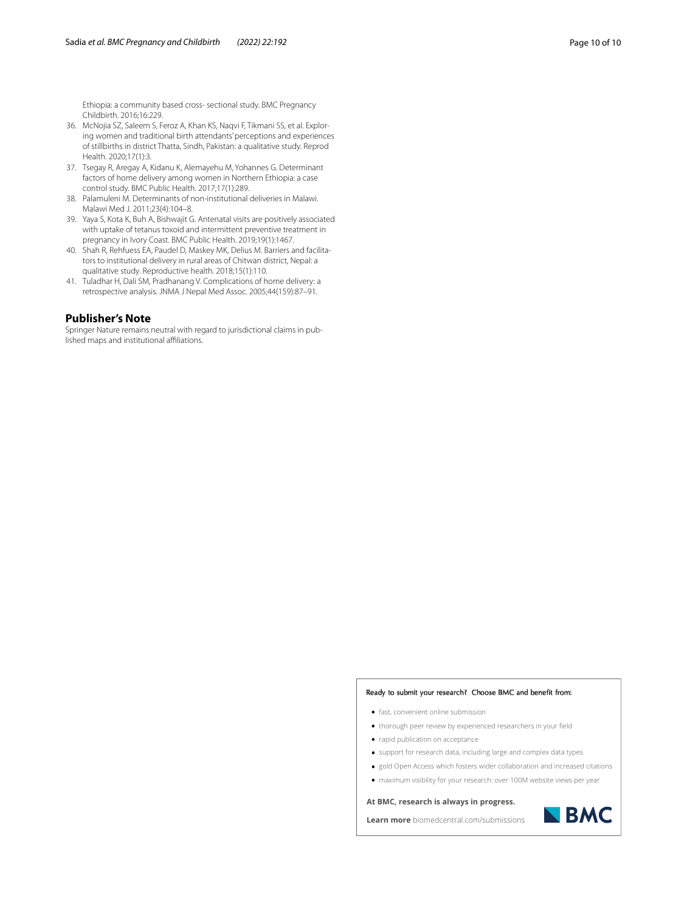Ethiopia: a community based cross- sectional study. BMC Pregnancy Childbirth. 2016;16:229.

36. McNojia SZ, Saleem S, Feroz A, Khan KS, Naqvi F, Tikmani SS, et al. Exploring women and traditional birth attendants' perceptions and experiences of stillbirths in district Thatta, Sindh, Pakistan: a qualitative study. Reprod Health. 2020;17(1):3.
37. Tsegay R, Aregay A, Kidanu K, Alemayehu M, Yohannes G. Determinant factors of home delivery among women in Northern Ethiopia: a case control study. BMC Public Health. 2017;17(1):289.
38. Palamuleni M. Determinants of non-institutional deliveries in Malawi. Malawi Med J. 2011;23(4):104–8.
39. Yaya S, Kota K, Buh A, Bishwajit G. Antenatal visits are positively associated with uptake of tetanus toxoid and intermittent preventive treatment in pregnancy in Ivory Coast. BMC Public Health. 2019;19(1):1467.
40. Shah R, Rehfuess EA, Paudel D, Maskey MK, Delius M. Barriers and facilitators to institutional delivery in rural areas of Chitwan district, Nepal: a qualitative study. Reproductive health. 2018;15(1):110.
41. Tuladhar H, Dali SM, Pradhanang V. Complications of home delivery: a retrospective analysis. JNMA J Nepal Med Assoc. 2005;44(159):87–91.

## Publisher's Note

Springer Nature remains neutral with regard to jurisdictional claims in published maps and institutional affiliations.

Ready to submit your research? Choose BMC and benefit from:

- fast, convenient online submission
- thorough peer review by experienced researchers in your field
- rapid publication on acceptance
- support for research data, including large and complex data types
- gold Open Access which fosters wider collaboration and increased citations
- maximum visibility for your research: over 100M website views per year

**At BMC, research is always in progress.**

**Learn more** biomedcentral.com/submissions

BMC